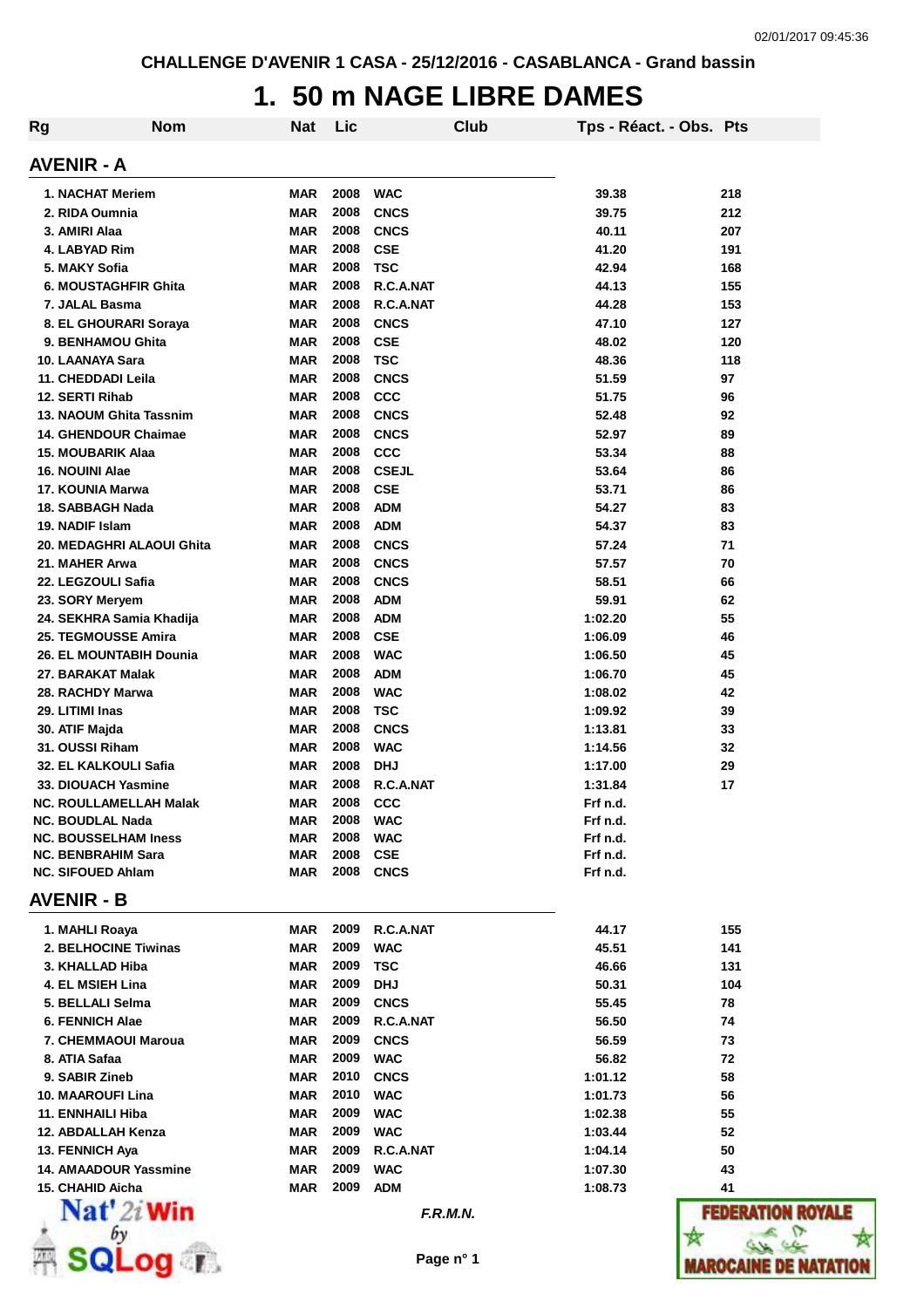CHALLENGE D'AVENIR 1 CASA - 25/12/2016 - CASABLANCA - Grand bassin

# 1. 50 m NAGE LIBRE DAMES

## AVENIR - A

| Rg | Nom | Nat | Lic | Club | Tps - Réact. - Obs. | Pts |
|---|---|---|---|---|---|---|
| 1. | NACHAT Meriem | MAR | 2008 | WAC | 39.38 | 218 |
| 2. | RIDA Oumnia | MAR | 2008 | CNCS | 39.75 | 212 |
| 3. | AMIRI Alaa | MAR | 2008 | CNCS | 40.11 | 207 |
| 4. | LABYAD Rim | MAR | 2008 | CSE | 41.20 | 191 |
| 5. | MAKY Sofia | MAR | 2008 | TSC | 42.94 | 168 |
| 6. | MOUSTAGHFIR Ghita | MAR | 2008 | R.C.A.NAT | 44.13 | 155 |
| 7. | JALAL Basma | MAR | 2008 | R.C.A.NAT | 44.28 | 153 |
| 8. | EL GHOURARI Soraya | MAR | 2008 | CNCS | 47.10 | 127 |
| 9. | BENHAMOU Ghita | MAR | 2008 | CSE | 48.02 | 120 |
| 10. | LAANAYA Sara | MAR | 2008 | TSC | 48.36 | 118 |
| 11. | CHEDDADI Leila | MAR | 2008 | CNCS | 51.59 | 97 |
| 12. | SERTI Rihab | MAR | 2008 | CCC | 51.75 | 96 |
| 13. | NAOUM Ghita Tassnim | MAR | 2008 | CNCS | 52.48 | 92 |
| 14. | GHENDOUR Chaimae | MAR | 2008 | CNCS | 52.97 | 89 |
| 15. | MOUBARIK Alaa | MAR | 2008 | CCC | 53.34 | 88 |
| 16. | NOUINI Alae | MAR | 2008 | CSEJL | 53.64 | 86 |
| 17. | KOUNIA Marwa | MAR | 2008 | CSE | 53.71 | 86 |
| 18. | SABBAGH Nada | MAR | 2008 | ADM | 54.27 | 83 |
| 19. | NADIF Islam | MAR | 2008 | ADM | 54.37 | 83 |
| 20. | MEDAGHRI ALAOUI Ghita | MAR | 2008 | CNCS | 57.24 | 71 |
| 21. | MAHER Arwa | MAR | 2008 | CNCS | 57.57 | 70 |
| 22. | LEGZOULI Safia | MAR | 2008 | CNCS | 58.51 | 66 |
| 23. | SORY Meryem | MAR | 2008 | ADM | 59.91 | 62 |
| 24. | SEKHRA Samia Khadija | MAR | 2008 | ADM | 1:02.20 | 55 |
| 25. | TEGMOUSSE Amira | MAR | 2008 | CSE | 1:06.09 | 46 |
| 26. | EL MOUNTABIH Dounia | MAR | 2008 | WAC | 1:06.50 | 45 |
| 27. | BARAKAT Malak | MAR | 2008 | ADM | 1:06.70 | 45 |
| 28. | RACHDY Marwa | MAR | 2008 | WAC | 1:08.02 | 42 |
| 29. | LITIMI Inas | MAR | 2008 | TSC | 1:09.92 | 39 |
| 30. | ATIF Majda | MAR | 2008 | CNCS | 1:13.81 | 33 |
| 31. | OUSSI Riham | MAR | 2008 | WAC | 1:14.56 | 32 |
| 32. | EL KALKOULI Safia | MAR | 2008 | DHJ | 1:17.00 | 29 |
| 33. | DIOUACH Yasmine | MAR | 2008 | R.C.A.NAT | 1:31.84 | 17 |
| NC. | ROULLAMELLAH Malak | MAR | 2008 | CCC | Frf n.d. | |
| NC. | BOUDLAL Nada | MAR | 2008 | WAC | Frf n.d. | |
| NC. | BOUSSELHAM Iness | MAR | 2008 | WAC | Frf n.d. | |
| NC. | BENBRAHIM Sara | MAR | 2008 | CSE | Frf n.d. | |
| NC. | SIFOUED Ahlam | MAR | 2008 | CNCS | Frf n.d. | |

## AVENIR - B

| Rg | Nom | Nat | Lic | Club | Tps - Réact. - Obs. | Pts |
|---|---|---|---|---|---|---|
| 1. | MAHLI Roaya | MAR | 2009 | R.C.A.NAT | 44.17 | 155 |
| 2. | BELHOCINE Tiwinas | MAR | 2009 | WAC | 45.51 | 141 |
| 3. | KHALLAD Hiba | MAR | 2009 | TSC | 46.66 | 131 |
| 4. | EL MSIEH Lina | MAR | 2009 | DHJ | 50.31 | 104 |
| 5. | BELLALI Selma | MAR | 2009 | CNCS | 55.45 | 78 |
| 6. | FENNICH Alae | MAR | 2009 | R.C.A.NAT | 56.50 | 74 |
| 7. | CHEMMAOUI Maroua | MAR | 2009 | CNCS | 56.59 | 73 |
| 8. | ATIA Safaa | MAR | 2009 | WAC | 56.82 | 72 |
| 9. | SABIR Zineb | MAR | 2010 | CNCS | 1:01.12 | 58 |
| 10. | MAAROUFI Lina | MAR | 2010 | WAC | 1:01.73 | 56 |
| 11. | ENNHAILI Hiba | MAR | 2009 | WAC | 1:02.38 | 55 |
| 12. | ABDALLAH Kenza | MAR | 2009 | WAC | 1:03.44 | 52 |
| 13. | FENNICH Aya | MAR | 2009 | R.C.A.NAT | 1:04.14 | 50 |
| 14. | AMAADOUR Yassmine | MAR | 2009 | WAC | 1:07.30 | 43 |
| 15. | CHAHID Aicha | MAR | 2009 | ADM | 1:08.73 | 41 |

*F.R.M.N.*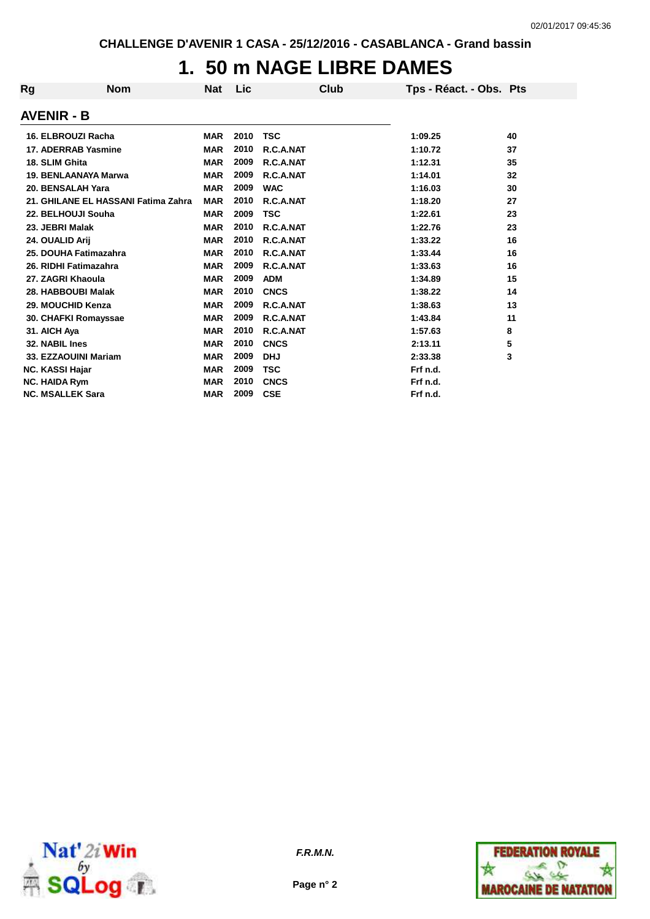CHALLENGE D'AVENIR 1 CASA - 25/12/2016 - CASABLANCA - Grand bassin

# 1. 50 m NAGE LIBRE DAMES

## AVENIR - B

| Rg | Nom | Nat | Lic | Club | Tps - Réact. - Obs. | Pts |
|---|---|---|---|---|---|---|
| 16. | ELBROUZI Racha | MAR | 2010 | TSC | 1:09.25 | 40 |
| 17. | ADERRAB Yasmine | MAR | 2010 | R.C.A.NAT | 1:10.72 | 37 |
| 18. | SLIM Ghita | MAR | 2009 | R.C.A.NAT | 1:12.31 | 35 |
| 19. | BENLAANAYA Marwa | MAR | 2009 | R.C.A.NAT | 1:14.01 | 32 |
| 20. | BENSALAH Yara | MAR | 2009 | WAC | 1:16.03 | 30 |
| 21. | GHILANE EL HASSANI Fatima Zahra | MAR | 2010 | R.C.A.NAT | 1:18.20 | 27 |
| 22. | BELHOUJI Souha | MAR | 2009 | TSC | 1:22.61 | 23 |
| 23. | JEBRI Malak | MAR | 2010 | R.C.A.NAT | 1:22.76 | 23 |
| 24. | OUALID Arij | MAR | 2010 | R.C.A.NAT | 1:33.22 | 16 |
| 25. | DOUHA Fatimazahra | MAR | 2010 | R.C.A.NAT | 1:33.44 | 16 |
| 26. | RIDHI Fatimazahra | MAR | 2009 | R.C.A.NAT | 1:33.63 | 16 |
| 27. | ZAGRI Khaoula | MAR | 2009 | ADM | 1:34.89 | 15 |
| 28. | HABBOUBI Malak | MAR | 2010 | CNCS | 1:38.22 | 14 |
| 29. | MOUCHID Kenza | MAR | 2009 | R.C.A.NAT | 1:38.63 | 13 |
| 30. | CHAFKI Romayssae | MAR | 2009 | R.C.A.NAT | 1:43.84 | 11 |
| 31. | AICH Aya | MAR | 2010 | R.C.A.NAT | 1:57.63 | 8 |
| 32. | NABIL Ines | MAR | 2010 | CNCS | 2:13.11 | 5 |
| 33. | EZZAOUINI Mariam | MAR | 2009 | DHJ | 2:33.38 | 3 |
| NC. | KASSI Hajar | MAR | 2009 | TSC | Frf n.d. | |
| NC. | HAIDA Rym | MAR | 2010 | CNCS | Frf n.d. | |
| NC. | MSALLEK Sara | MAR | 2009 | CSE | Frf n.d. | |

*F.R.M.N.*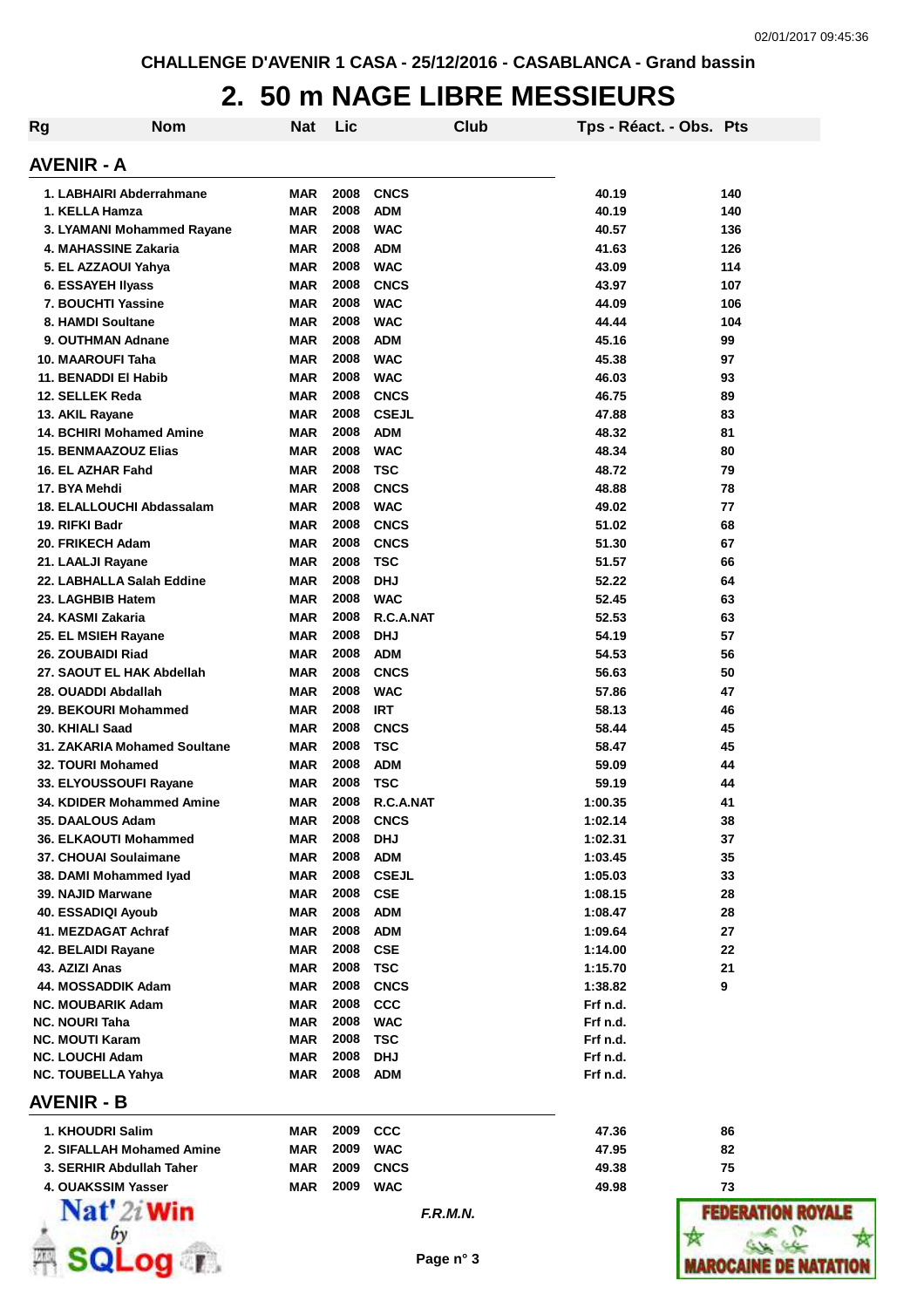CHALLENGE D'AVENIR 1 CASA - 25/12/2016 - CASABLANCA - Grand bassin

# 2. 50 m NAGE LIBRE MESSIEURS

## AVENIR - A

| Rg | Nom | Nat | Lic | Club | Tps - Réact. - Obs. | Pts |
|---|---|---|---|---|---|---|
| 1. | LABHAIRI Abderrahmane | MAR | 2008 | CNCS | 40.19 | 140 |
| 1. | KELLA Hamza | MAR | 2008 | ADM | 40.19 | 140 |
| 3. | LYAMANI Mohammed Rayane | MAR | 2008 | WAC | 40.57 | 136 |
| 4. | MAHASSINE Zakaria | MAR | 2008 | ADM | 41.63 | 126 |
| 5. | EL AZZAOUI Yahya | MAR | 2008 | WAC | 43.09 | 114 |
| 6. | ESSAYEH Ilyass | MAR | 2008 | CNCS | 43.97 | 107 |
| 7. | BOUCHTI Yassine | MAR | 2008 | WAC | 44.09 | 106 |
| 8. | HAMDI Soultane | MAR | 2008 | WAC | 44.44 | 104 |
| 9. | OUTHMAN Adnane | MAR | 2008 | ADM | 45.16 | 99 |
| 10. | MAAROUFI Taha | MAR | 2008 | WAC | 45.38 | 97 |
| 11. | BENADDI El Habib | MAR | 2008 | WAC | 46.03 | 93 |
| 12. | SELLEK Reda | MAR | 2008 | CNCS | 46.75 | 89 |
| 13. | AKIL Rayane | MAR | 2008 | CSEJL | 47.88 | 83 |
| 14. | BCHIRI Mohamed Amine | MAR | 2008 | ADM | 48.32 | 81 |
| 15. | BENMAAZOUZ Elias | MAR | 2008 | WAC | 48.34 | 80 |
| 16. | EL AZHAR Fahd | MAR | 2008 | TSC | 48.72 | 79 |
| 17. | BYA Mehdi | MAR | 2008 | CNCS | 48.88 | 78 |
| 18. | ELALLOUCHI Abdassalam | MAR | 2008 | WAC | 49.02 | 77 |
| 19. | RIFKI Badr | MAR | 2008 | CNCS | 51.02 | 68 |
| 20. | FRIKECH Adam | MAR | 2008 | CNCS | 51.30 | 67 |
| 21. | LAALJI Rayane | MAR | 2008 | TSC | 51.57 | 66 |
| 22. | LABHALLA Salah Eddine | MAR | 2008 | DHJ | 52.22 | 64 |
| 23. | LAGHBIB Hatem | MAR | 2008 | WAC | 52.45 | 63 |
| 24. | KASMI Zakaria | MAR | 2008 | R.C.A.NAT | 52.53 | 63 |
| 25. | EL MSIEH Rayane | MAR | 2008 | DHJ | 54.19 | 57 |
| 26. | ZOUBAIDI Riad | MAR | 2008 | ADM | 54.53 | 56 |
| 27. | SAOUT EL HAK Abdellah | MAR | 2008 | CNCS | 56.63 | 50 |
| 28. | OUADDI Abdallah | MAR | 2008 | WAC | 57.86 | 47 |
| 29. | BEKOURI Mohammed | MAR | 2008 | IRT | 58.13 | 46 |
| 30. | KHIALI Saad | MAR | 2008 | CNCS | 58.44 | 45 |
| 31. | ZAKARIA Mohamed Soultane | MAR | 2008 | TSC | 58.47 | 45 |
| 32. | TOURI Mohamed | MAR | 2008 | ADM | 59.09 | 44 |
| 33. | ELYOUSSOUFI Rayane | MAR | 2008 | TSC | 59.19 | 44 |
| 34. | KDIDER Mohammed Amine | MAR | 2008 | R.C.A.NAT | 1:00.35 | 41 |
| 35. | DAALOUS Adam | MAR | 2008 | CNCS | 1:02.14 | 38 |
| 36. | ELKAOUTI Mohammed | MAR | 2008 | DHJ | 1:02.31 | 37 |
| 37. | CHOUAI Soulaimane | MAR | 2008 | ADM | 1:03.45 | 35 |
| 38. | DAMI Mohammed Iyad | MAR | 2008 | CSEJL | 1:05.03 | 33 |
| 39. | NAJID Marwane | MAR | 2008 | CSE | 1:08.15 | 28 |
| 40. | ESSADIQI Ayoub | MAR | 2008 | ADM | 1:08.47 | 28 |
| 41. | MEZDAGAT Achraf | MAR | 2008 | ADM | 1:09.64 | 27 |
| 42. | BELAIDI Rayane | MAR | 2008 | CSE | 1:14.00 | 22 |
| 43. | AZIZI Anas | MAR | 2008 | TSC | 1:15.70 | 21 |
| 44. | MOSSADDIK Adam | MAR | 2008 | CNCS | 1:38.82 | 9 |
| NC. | MOUBARIK Adam | MAR | 2008 | CCC | Frf n.d. | |
| NC. | NOURI Taha | MAR | 2008 | WAC | Frf n.d. | |
| NC. | MOUTI Karam | MAR | 2008 | TSC | Frf n.d. | |
| NC. | LOUCHI Adam | MAR | 2008 | DHJ | Frf n.d. | |
| NC. | TOUBELLA Yahya | MAR | 2008 | ADM | Frf n.d. | |

## AVENIR - B

| Rg | Nom | Nat | Lic | Club | Tps - Réact. - Obs. | Pts |
|---|---|---|---|---|---|---|
| 1. | KHOUDRI Salim | MAR | 2009 | CCC | 47.36 | 86 |
| 2. | SIFALLAH Mohamed Amine | MAR | 2009 | WAC | 47.95 | 82 |
| 3. | SERHIR Abdullah Taher | MAR | 2009 | CNCS | 49.38 | 75 |
| 4. | OUAKSSIM Yasser | MAR | 2009 | WAC | 49.98 | 73 |

F.R.M.N.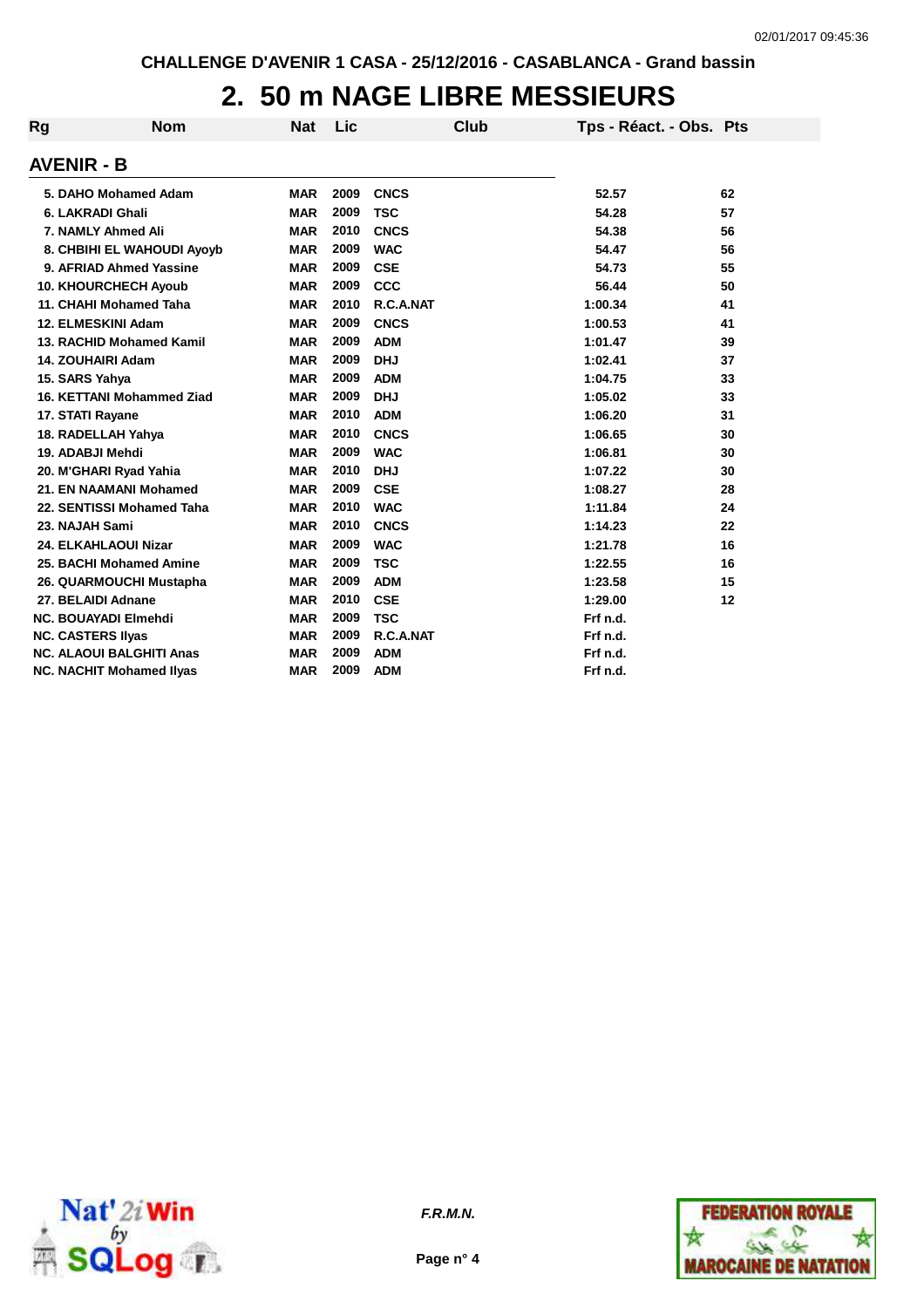CHALLENGE D'AVENIR 1 CASA - 25/12/2016 - CASABLANCA - Grand bassin

# 2. 50 m NAGE LIBRE MESSIEURS

## AVENIR - B

| Rg | Nom | Nat | Lic | Club | Tps - Réact. - Obs. | Pts |
|---|---|---|---|---|---|---|
| 5. | DAHO Mohamed Adam | MAR | 2009 | CNCS | 52.57 | 62 |
| 6. | LAKRADI Ghali | MAR | 2009 | TSC | 54.28 | 57 |
| 7. | NAMLY Ahmed Ali | MAR | 2010 | CNCS | 54.38 | 56 |
| 8. | CHBIHI EL WAHOUDI Ayoyb | MAR | 2009 | WAC | 54.47 | 56 |
| 9. | AFRIAD Ahmed Yassine | MAR | 2009 | CSE | 54.73 | 55 |
| 10. | KHOURCHECH Ayoub | MAR | 2009 | CCC | 56.44 | 50 |
| 11. | CHAHI Mohamed Taha | MAR | 2010 | R.C.A.NAT | 1:00.34 | 41 |
| 12. | ELMESKINI Adam | MAR | 2009 | CNCS | 1:00.53 | 41 |
| 13. | RACHID Mohamed Kamil | MAR | 2009 | ADM | 1:01.47 | 39 |
| 14. | ZOUHAIRI Adam | MAR | 2009 | DHJ | 1:02.41 | 37 |
| 15. | SARS Yahya | MAR | 2009 | ADM | 1:04.75 | 33 |
| 16. | KETTANI Mohammed Ziad | MAR | 2009 | DHJ | 1:05.02 | 33 |
| 17. | STATI Rayane | MAR | 2010 | ADM | 1:06.20 | 31 |
| 18. | RADELLAH Yahya | MAR | 2010 | CNCS | 1:06.65 | 30 |
| 19. | ADABJI Mehdi | MAR | 2009 | WAC | 1:06.81 | 30 |
| 20. | M'GHARI Ryad Yahia | MAR | 2010 | DHJ | 1:07.22 | 30 |
| 21. | EN NAAMANI Mohamed | MAR | 2009 | CSE | 1:08.27 | 28 |
| 22. | SENTISSI Mohamed Taha | MAR | 2010 | WAC | 1:11.84 | 24 |
| 23. | NAJAH Sami | MAR | 2010 | CNCS | 1:14.23 | 22 |
| 24. | ELKAHLAOUI Nizar | MAR | 2009 | WAC | 1:21.78 | 16 |
| 25. | BACHI Mohamed Amine | MAR | 2009 | TSC | 1:22.55 | 16 |
| 26. | QUARMOUCHI Mustapha | MAR | 2009 | ADM | 1:23.58 | 15 |
| 27. | BELAIDI Adnane | MAR | 2010 | CSE | 1:29.00 | 12 |
| NC. | BOUAYADI Elmehdi | MAR | 2009 | TSC | Frf n.d. | |
| NC. | CASTERS Ilyas | MAR | 2009 | R.C.A.NAT | Frf n.d. | |
| NC. | ALAOUI BALGHITI Anas | MAR | 2009 | ADM | Frf n.d. | |
| NC. | NACHIT Mohamed Ilyas | MAR | 2009 | ADM | Frf n.d. | |

*F.R.M.N.*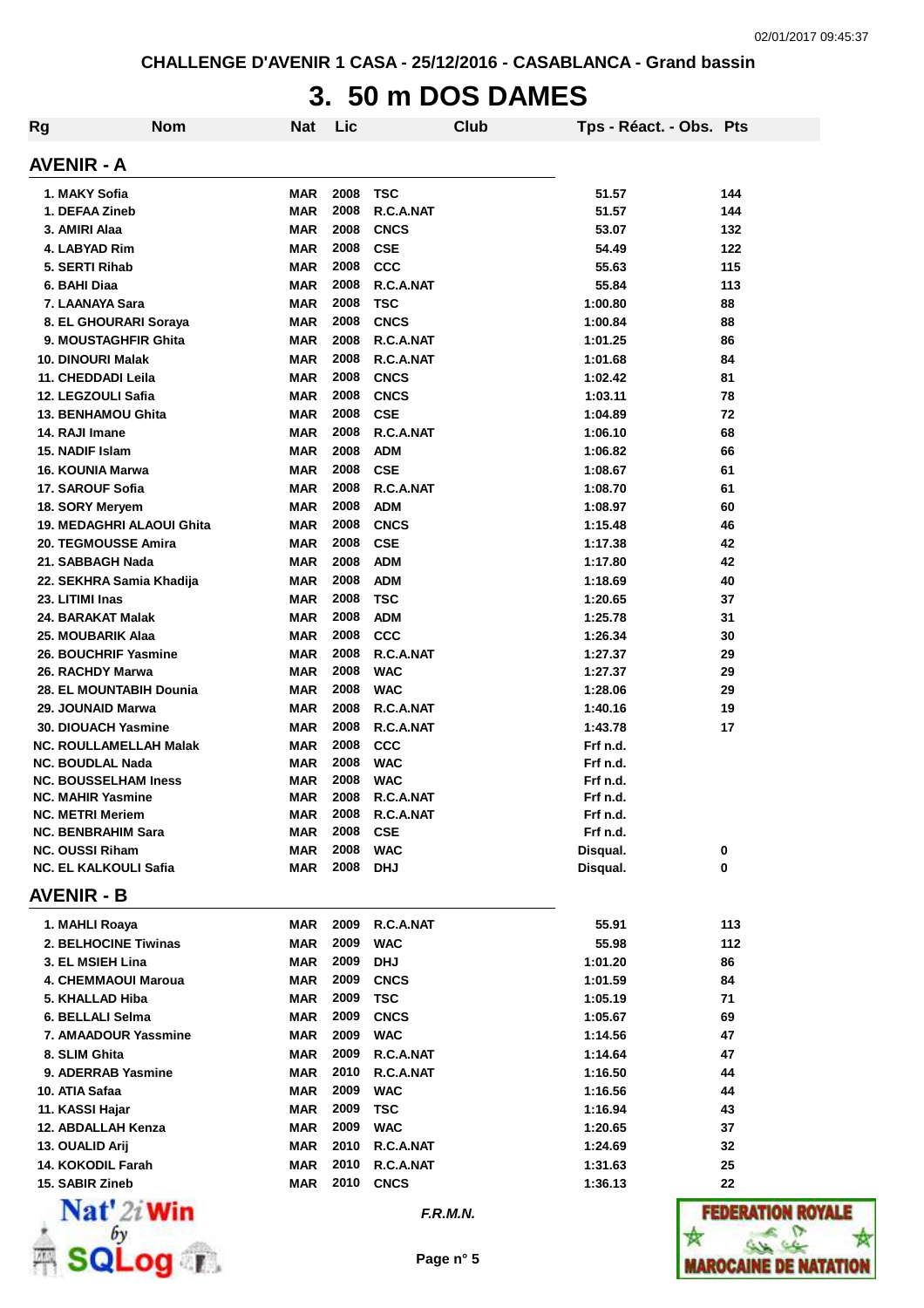CHALLENGE D'AVENIR 1 CASA - 25/12/2016 - CASABLANCA - Grand bassin

# 3. 50 m DOS DAMES

## AVENIR - A

| Rg | Nom | Nat | Lic | Club | Tps - Réact. - Obs. | Pts |
|---|---|---|---|---|---|---|
| 1. | MAKY Sofia | MAR | 2008 | TSC | 51.57 | 144 |
| 1. | DEFAA Zineb | MAR | 2008 | R.C.A.NAT | 51.57 | 144 |
| 3. | AMIRI Alaa | MAR | 2008 | CNCS | 53.07 | 132 |
| 4. | LABYAD Rim | MAR | 2008 | CSE | 54.49 | 122 |
| 5. | SERTI Rihab | MAR | 2008 | CCC | 55.63 | 115 |
| 6. | BAHI Diaa | MAR | 2008 | R.C.A.NAT | 55.84 | 113 |
| 7. | LAANAYA Sara | MAR | 2008 | TSC | 1:00.80 | 88 |
| 8. | EL GHOURARI Soraya | MAR | 2008 | CNCS | 1:00.84 | 88 |
| 9. | MOUSTAGHFIR Ghita | MAR | 2008 | R.C.A.NAT | 1:01.25 | 86 |
| 10. | DINOURI Malak | MAR | 2008 | R.C.A.NAT | 1:01.68 | 84 |
| 11. | CHEDDADI Leila | MAR | 2008 | CNCS | 1:02.42 | 81 |
| 12. | LEGZOULI Safia | MAR | 2008 | CNCS | 1:03.11 | 78 |
| 13. | BENHAMOU Ghita | MAR | 2008 | CSE | 1:04.89 | 72 |
| 14. | RAJI Imane | MAR | 2008 | R.C.A.NAT | 1:06.10 | 68 |
| 15. | NADIF Islam | MAR | 2008 | ADM | 1:06.82 | 66 |
| 16. | KOUNIA Marwa | MAR | 2008 | CSE | 1:08.67 | 61 |
| 17. | SAROUF Sofia | MAR | 2008 | R.C.A.NAT | 1:08.70 | 61 |
| 18. | SORY Meryem | MAR | 2008 | ADM | 1:08.97 | 60 |
| 19. | MEDAGHRI ALAOUI Ghita | MAR | 2008 | CNCS | 1:15.48 | 46 |
| 20. | TEGMOUSSE Amira | MAR | 2008 | CSE | 1:17.38 | 42 |
| 21. | SABBAGH Nada | MAR | 2008 | ADM | 1:17.80 | 42 |
| 22. | SEKHRA Samia Khadija | MAR | 2008 | ADM | 1:18.69 | 40 |
| 23. | LITIMI Inas | MAR | 2008 | TSC | 1:20.65 | 37 |
| 24. | BARAKAT Malak | MAR | 2008 | ADM | 1:25.78 | 31 |
| 25. | MOUBARIK Alaa | MAR | 2008 | CCC | 1:26.34 | 30 |
| 26. | BOUCHRIF Yasmine | MAR | 2008 | R.C.A.NAT | 1:27.37 | 29 |
| 26. | RACHDY Marwa | MAR | 2008 | WAC | 1:27.37 | 29 |
| 28. | EL MOUNTABIH Dounia | MAR | 2008 | WAC | 1:28.06 | 29 |
| 29. | JOUNAID Marwa | MAR | 2008 | R.C.A.NAT | 1:40.16 | 19 |
| 30. | DIOUACH Yasmine | MAR | 2008 | R.C.A.NAT | 1:43.78 | 17 |
| NC. | ROULLAMELLAH Malak | MAR | 2008 | CCC | Frf n.d. | |
| NC. | BOUDLAL Nada | MAR | 2008 | WAC | Frf n.d. | |
| NC. | BOUSSELHAM Iness | MAR | 2008 | WAC | Frf n.d. | |
| NC. | MAHIR Yasmine | MAR | 2008 | R.C.A.NAT | Frf n.d. | |
| NC. | METRI Meriem | MAR | 2008 | R.C.A.NAT | Frf n.d. | |
| NC. | BENBRAHIM Sara | MAR | 2008 | CSE | Frf n.d. | |
| NC. | OUSSI Riham | MAR | 2008 | WAC | Disqual. | 0 |
| NC. | EL KALKOULI Safia | MAR | 2008 | DHJ | Disqual. | 0 |

## AVENIR - B

| Rg | Nom | Nat | Lic | Club | Tps - Réact. - Obs. | Pts |
|---|---|---|---|---|---|---|
| 1. | MAHLI Roaya | MAR | 2009 | R.C.A.NAT | 55.91 | 113 |
| 2. | BELHOCINE Tiwinas | MAR | 2009 | WAC | 55.98 | 112 |
| 3. | EL MSIEH Lina | MAR | 2009 | DHJ | 1:01.20 | 86 |
| 4. | CHEMMAOUI Maroua | MAR | 2009 | CNCS | 1:01.59 | 84 |
| 5. | KHALLAD Hiba | MAR | 2009 | TSC | 1:05.19 | 71 |
| 6. | BELLALI Selma | MAR | 2009 | CNCS | 1:05.67 | 69 |
| 7. | AMAADOUR Yassmine | MAR | 2009 | WAC | 1:14.56 | 47 |
| 8. | SLIM Ghita | MAR | 2009 | R.C.A.NAT | 1:14.64 | 47 |
| 9. | ADERRAB Yasmine | MAR | 2010 | R.C.A.NAT | 1:16.50 | 44 |
| 10. | ATIA Safaa | MAR | 2009 | WAC | 1:16.56 | 44 |
| 11. | KASSI Hajar | MAR | 2009 | TSC | 1:16.94 | 43 |
| 12. | ABDALLAH Kenza | MAR | 2009 | WAC | 1:20.65 | 37 |
| 13. | OUALID Arij | MAR | 2010 | R.C.A.NAT | 1:24.69 | 32 |
| 14. | KOKODIL Farah | MAR | 2010 | R.C.A.NAT | 1:31.63 | 25 |
| 15. | SABIR Zineb | MAR | 2010 | CNCS | 1:36.13 | 22 |

*F.R.M.N.*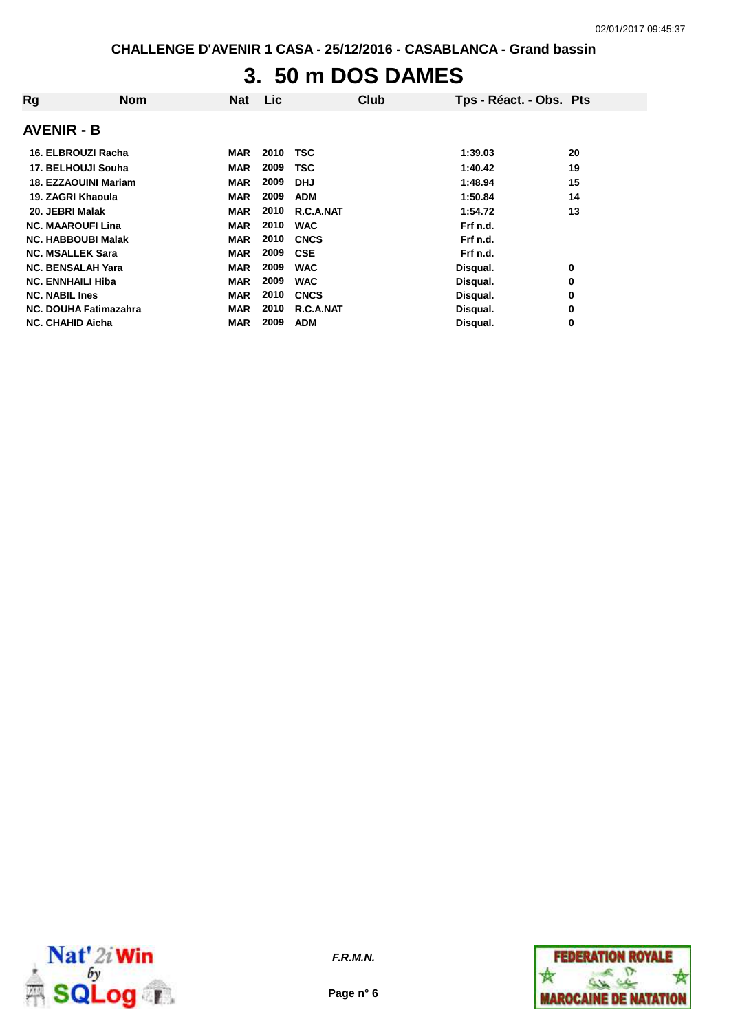CHALLENGE D'AVENIR 1 CASA - 25/12/2016 - CASABLANCA - Grand bassin

# 3. 50 m DOS DAMES

| Rg | Nom | Nat | Lic | Club | Tps - Réact. - Obs. | Pts |
|---|---|---|---|---|---|---|
| **AVENIR - B** | | | | | | |
| 16. | ELBROUZI Racha | MAR | 2010 | TSC | 1:39.03 | 20 |
| 17. | BELHOUJI Souha | MAR | 2009 | TSC | 1:40.42 | 19 |
| 18. | EZZAOUINI Mariam | MAR | 2009 | DHJ | 1:48.94 | 15 |
| 19. | ZAGRI Khaoula | MAR | 2009 | ADM | 1:50.84 | 14 |
| 20. | JEBRI Malak | MAR | 2010 | R.C.A.NAT | 1:54.72 | 13 |
| NC. | MAAROUFI Lina | MAR | 2010 | WAC | Frf n.d. | |
| NC. | HABBOUBI Malak | MAR | 2010 | CNCS | Frf n.d. | |
| NC. | MSALLEK Sara | MAR | 2009 | CSE | Frf n.d. | |
| NC. | BENSALAH Yara | MAR | 2009 | WAC | Disqual. | 0 |
| NC. | ENNHAILI Hiba | MAR | 2009 | WAC | Disqual. | 0 |
| NC. | NABIL Ines | MAR | 2010 | CNCS | Disqual. | 0 |
| NC. | DOUHA Fatimazahra | MAR | 2010 | R.C.A.NAT | Disqual. | 0 |
| NC. | CHAHID Aicha | MAR | 2009 | ADM | Disqual. | 0 |

*F.R.M.N.*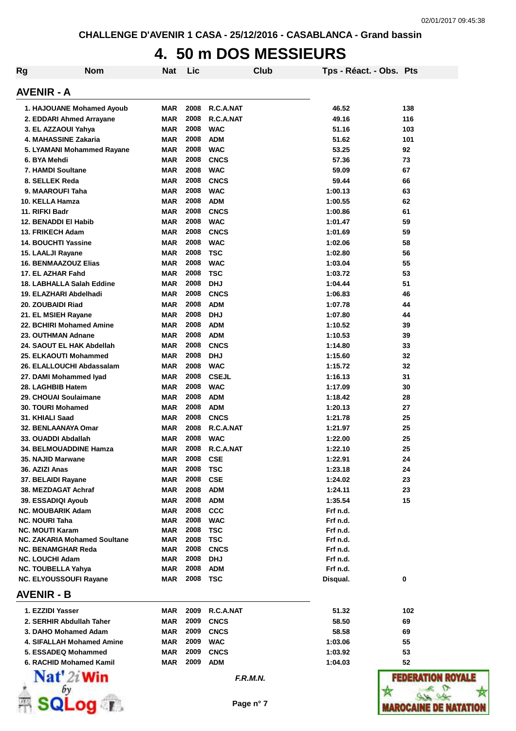CHALLENGE D'AVENIR 1 CASA - 25/12/2016 - CASABLANCA - Grand bassin

# 4. 50 m DOS MESSIEURS

## AVENIR - A

| Rg | Nom | Nat | Lic | Club | Tps - Réact. - Obs. | Pts |
|---|---|---|---|---|---|---|
| 1. | HAJOUANE Mohamed Ayoub | MAR | 2008 | R.C.A.NAT | 46.52 | 138 |
| 2. | EDDARI Ahmed Arrayane | MAR | 2008 | R.C.A.NAT | 49.16 | 116 |
| 3. | EL AZZAOUI Yahya | MAR | 2008 | WAC | 51.16 | 103 |
| 4. | MAHASSINE Zakaria | MAR | 2008 | ADM | 51.62 | 101 |
| 5. | LYAMANI Mohammed Rayane | MAR | 2008 | WAC | 53.25 | 92 |
| 6. | BYA Mehdi | MAR | 2008 | CNCS | 57.36 | 73 |
| 7. | HAMDI Soultane | MAR | 2008 | WAC | 59.09 | 67 |
| 8. | SELLEK Reda | MAR | 2008 | CNCS | 59.44 | 66 |
| 9. | MAAROUFI Taha | MAR | 2008 | WAC | 1:00.13 | 63 |
| 10. | KELLA Hamza | MAR | 2008 | ADM | 1:00.55 | 62 |
| 11. | RIFKI Badr | MAR | 2008 | CNCS | 1:00.86 | 61 |
| 12. | BENADDI El Habib | MAR | 2008 | WAC | 1:01.47 | 59 |
| 13. | FRIKECH Adam | MAR | 2008 | CNCS | 1:01.69 | 59 |
| 14. | BOUCHTI Yassine | MAR | 2008 | WAC | 1:02.06 | 58 |
| 15. | LAALJI Rayane | MAR | 2008 | TSC | 1:02.80 | 56 |
| 16. | BENMAAZOUZ Elias | MAR | 2008 | WAC | 1:03.04 | 55 |
| 17. | EL AZHAR Fahd | MAR | 2008 | TSC | 1:03.72 | 53 |
| 18. | LABHALLA Salah Eddine | MAR | 2008 | DHJ | 1:04.44 | 51 |
| 19. | ELAZHARI Abdelhadi | MAR | 2008 | CNCS | 1:06.83 | 46 |
| 20. | ZOUBAIDI Riad | MAR | 2008 | ADM | 1:07.78 | 44 |
| 21. | EL MSIEH Rayane | MAR | 2008 | DHJ | 1:07.80 | 44 |
| 22. | BCHIRI Mohamed Amine | MAR | 2008 | ADM | 1:10.52 | 39 |
| 23. | OUTHMAN Adnane | MAR | 2008 | ADM | 1:10.53 | 39 |
| 24. | SAOUT EL HAK Abdellah | MAR | 2008 | CNCS | 1:14.80 | 33 |
| 25. | ELKAOUTI Mohammed | MAR | 2008 | DHJ | 1:15.60 | 32 |
| 26. | ELALLOUCHI Abdassalam | MAR | 2008 | WAC | 1:15.72 | 32 |
| 27. | DAMI Mohammed Iyad | MAR | 2008 | CSEJL | 1:16.13 | 31 |
| 28. | LAGHBIB Hatem | MAR | 2008 | WAC | 1:17.09 | 30 |
| 29. | CHOUAI Soulaimane | MAR | 2008 | ADM | 1:18.42 | 28 |
| 30. | TOURI Mohamed | MAR | 2008 | ADM | 1:20.13 | 27 |
| 31. | KHIALI Saad | MAR | 2008 | CNCS | 1:21.78 | 25 |
| 32. | BENLAANAYA Omar | MAR | 2008 | R.C.A.NAT | 1:21.97 | 25 |
| 33. | OUADDI Abdallah | MAR | 2008 | WAC | 1:22.00 | 25 |
| 34. | BELMOUADDINE Hamza | MAR | 2008 | R.C.A.NAT | 1:22.10 | 25 |
| 35. | NAJID Marwane | MAR | 2008 | CSE | 1:22.91 | 24 |
| 36. | AZIZI Anas | MAR | 2008 | TSC | 1:23.18 | 24 |
| 37. | BELAIDI Rayane | MAR | 2008 | CSE | 1:24.02 | 23 |
| 38. | MEZDAGAT Achraf | MAR | 2008 | ADM | 1:24.11 | 23 |
| 39. | ESSADIQI Ayoub | MAR | 2008 | ADM | 1:35.54 | 15 |
| NC. | MOUBARIK Adam | MAR | 2008 | CCC | Frf n.d. | |
| NC. | NOURI Taha | MAR | 2008 | WAC | Frf n.d. | |
| NC. | MOUTI Karam | MAR | 2008 | TSC | Frf n.d. | |
| NC. | ZAKARIA Mohamed Soultane | MAR | 2008 | TSC | Frf n.d. | |
| NC. | BENAMGHAR Reda | MAR | 2008 | CNCS | Frf n.d. | |
| NC. | LOUCHI Adam | MAR | 2008 | DHJ | Frf n.d. | |
| NC. | TOUBELLA Yahya | MAR | 2008 | ADM | Frf n.d. | |
| NC. | ELYOUSSOUFI Rayane | MAR | 2008 | TSC | Disqual. | 0 |

## AVENIR - B

| Rg | Nom | Nat | Lic | Club | Tps - Réact. - Obs. | Pts |
|---|---|---|---|---|---|---|
| 1. | EZZIDI Yasser | MAR | 2009 | R.C.A.NAT | 51.32 | 102 |
| 2. | SERHIR Abdullah Taher | MAR | 2009 | CNCS | 58.50 | 69 |
| 3. | DAHO Mohamed Adam | MAR | 2009 | CNCS | 58.58 | 69 |
| 4. | SIFALLAH Mohamed Amine | MAR | 2009 | WAC | 1:03.06 | 55 |
| 5. | ESSADEQ Mohammed | MAR | 2009 | CNCS | 1:03.92 | 53 |
| 6. | RACHID Mohamed Kamil | MAR | 2009 | ADM | 1:04.03 | 52 |

F.R.M.N.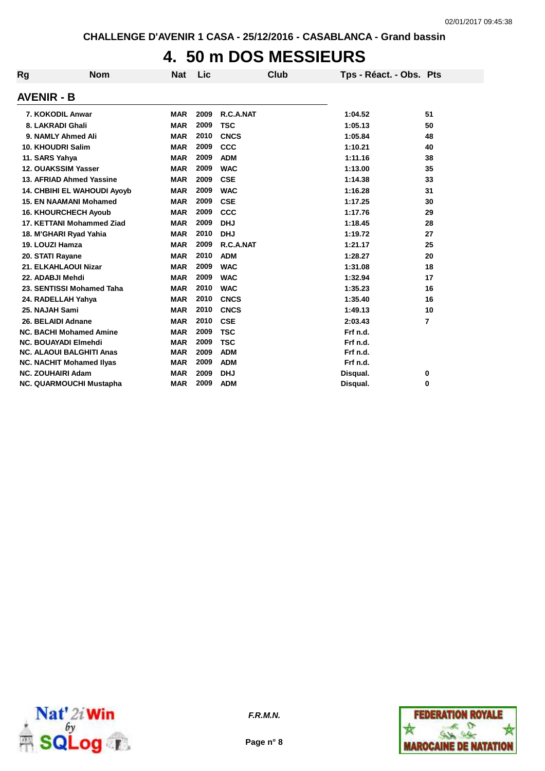CHALLENGE D'AVENIR 1 CASA - 25/12/2016 - CASABLANCA - Grand bassin

# 4. 50 m DOS MESSIEURS

## AVENIR - B

| Rg | Nom | Nat | Lic | Club | Tps - Réact. - Obs. | Pts |
|---|---|---|---|---|---|---|
| 7. | KOKODIL Anwar | MAR | 2009 | R.C.A.NAT | 1:04.52 | 51 |
| 8. | LAKRADI Ghali | MAR | 2009 | TSC | 1:05.13 | 50 |
| 9. | NAMLY Ahmed Ali | MAR | 2010 | CNCS | 1:05.84 | 48 |
| 10. | KHOUDRI Salim | MAR | 2009 | CCC | 1:10.21 | 40 |
| 11. | SARS Yahya | MAR | 2009 | ADM | 1:11.16 | 38 |
| 12. | OUAKSSIM Yasser | MAR | 2009 | WAC | 1:13.00 | 35 |
| 13. | AFRIAD Ahmed Yassine | MAR | 2009 | CSE | 1:14.38 | 33 |
| 14. | CHBIHI EL WAHOUDI Ayoyb | MAR | 2009 | WAC | 1:16.28 | 31 |
| 15. | EN NAAMANI Mohamed | MAR | 2009 | CSE | 1:17.25 | 30 |
| 16. | KHOURCHECH Ayoub | MAR | 2009 | CCC | 1:17.76 | 29 |
| 17. | KETTANI Mohammed Ziad | MAR | 2009 | DHJ | 1:18.45 | 28 |
| 18. | M'GHARI Ryad Yahia | MAR | 2010 | DHJ | 1:19.72 | 27 |
| 19. | LOUZI Hamza | MAR | 2009 | R.C.A.NAT | 1:21.17 | 25 |
| 20. | STATI Rayane | MAR | 2010 | ADM | 1:28.27 | 20 |
| 21. | ELKAHLAOUI Nizar | MAR | 2009 | WAC | 1:31.08 | 18 |
| 22. | ADABJI Mehdi | MAR | 2009 | WAC | 1:32.94 | 17 |
| 23. | SENTISSI Mohamed Taha | MAR | 2010 | WAC | 1:35.23 | 16 |
| 24. | RADELLAH Yahya | MAR | 2010 | CNCS | 1:35.40 | 16 |
| 25. | NAJAH Sami | MAR | 2010 | CNCS | 1:49.13 | 10 |
| 26. | BELAIDI Adnane | MAR | 2010 | CSE | 2:03.43 | 7 |
| NC. | BACHI Mohamed Amine | MAR | 2009 | TSC | Frf n.d. | |
| NC. | BOUAYADI Elmehdi | MAR | 2009 | TSC | Frf n.d. | |
| NC. | ALAOUI BALGHITI Anas | MAR | 2009 | ADM | Frf n.d. | |
| NC. | NACHIT Mohamed Ilyas | MAR | 2009 | ADM | Frf n.d. | |
| NC. | ZOUHAIRI Adam | MAR | 2009 | DHJ | Disqual. | 0 |
| NC. | QUARMOUCHI Mustapha | MAR | 2009 | ADM | Disqual. | 0 |

*F.R.M.N.*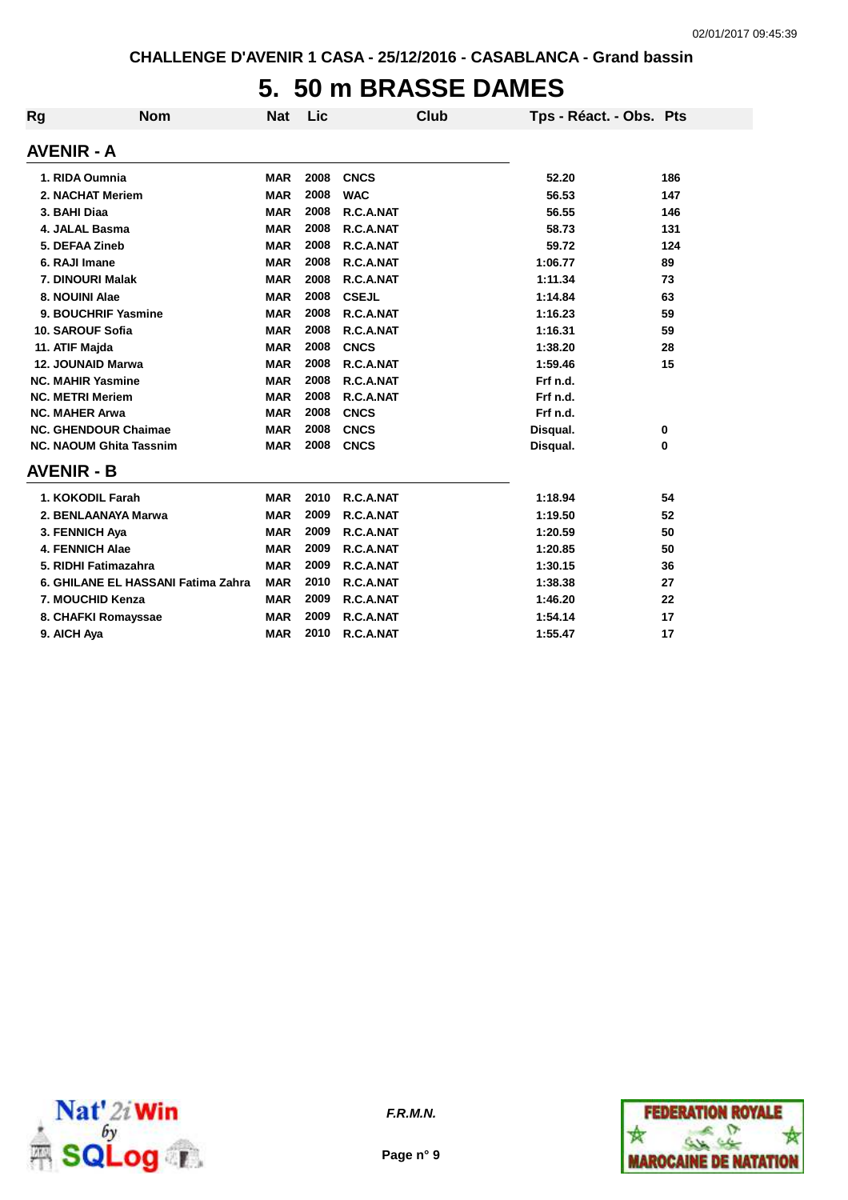CHALLENGE D'AVENIR 1 CASA - 25/12/2016 - CASABLANCA - Grand bassin

# 5. 50 m BRASSE DAMES

| Rg | Nom | Nat | Lic | Club | Tps - Réact. - Obs. | Pts |
|---|---|---|---|---|---|---|
| **AVENIR - A** | | | | | | |
| 1. | RIDA Oumnia | MAR | 2008 | CNCS | 52.20 | 186 |
| 2. | NACHAT Meriem | MAR | 2008 | WAC | 56.53 | 147 |
| 3. | BAHI Diaa | MAR | 2008 | R.C.A.NAT | 56.55 | 146 |
| 4. | JALAL Basma | MAR | 2008 | R.C.A.NAT | 58.73 | 131 |
| 5. | DEFAA Zineb | MAR | 2008 | R.C.A.NAT | 59.72 | 124 |
| 6. | RAJI Imane | MAR | 2008 | R.C.A.NAT | 1:06.77 | 89 |
| 7. | DINOURI Malak | MAR | 2008 | R.C.A.NAT | 1:11.34 | 73 |
| 8. | NOUINI Alae | MAR | 2008 | CSEJL | 1:14.84 | 63 |
| 9. | BOUCHRIF Yasmine | MAR | 2008 | R.C.A.NAT | 1:16.23 | 59 |
| 10. | SAROUF Sofia | MAR | 2008 | R.C.A.NAT | 1:16.31 | 59 |
| 11. | ATIF Majda | MAR | 2008 | CNCS | 1:38.20 | 28 |
| 12. | JOUNAID Marwa | MAR | 2008 | R.C.A.NAT | 1:59.46 | 15 |
| NC. | MAHIR Yasmine | MAR | 2008 | R.C.A.NAT | Frf n.d. | |
| NC. | METRI Meriem | MAR | 2008 | R.C.A.NAT | Frf n.d. | |
| NC. | MAHER Arwa | MAR | 2008 | CNCS | Frf n.d. | |
| NC. | GHENDOUR Chaimae | MAR | 2008 | CNCS | Disqual. | 0 |
| NC. | NAOUM Ghita Tassnim | MAR | 2008 | CNCS | Disqual. | 0 |
| **AVENIR - B** | | | | | | |
| 1. | KOKODIL Farah | MAR | 2010 | R.C.A.NAT | 1:18.94 | 54 |
| 2. | BENLAANAYA Marwa | MAR | 2009 | R.C.A.NAT | 1:19.50 | 52 |
| 3. | FENNICH Aya | MAR | 2009 | R.C.A.NAT | 1:20.59 | 50 |
| 4. | FENNICH Alae | MAR | 2009 | R.C.A.NAT | 1:20.85 | 50 |
| 5. | RIDHI Fatimazahra | MAR | 2009 | R.C.A.NAT | 1:30.15 | 36 |
| 6. | GHILANE EL HASSANI Fatima Zahra | MAR | 2010 | R.C.A.NAT | 1:38.38 | 27 |
| 7. | MOUCHID Kenza | MAR | 2009 | R.C.A.NAT | 1:46.20 | 22 |
| 8. | CHAFKI Romayssae | MAR | 2009 | R.C.A.NAT | 1:54.14 | 17 |
| 9. | AICH Aya | MAR | 2010 | R.C.A.NAT | 1:55.47 | 17 |

*F.R.M.N.*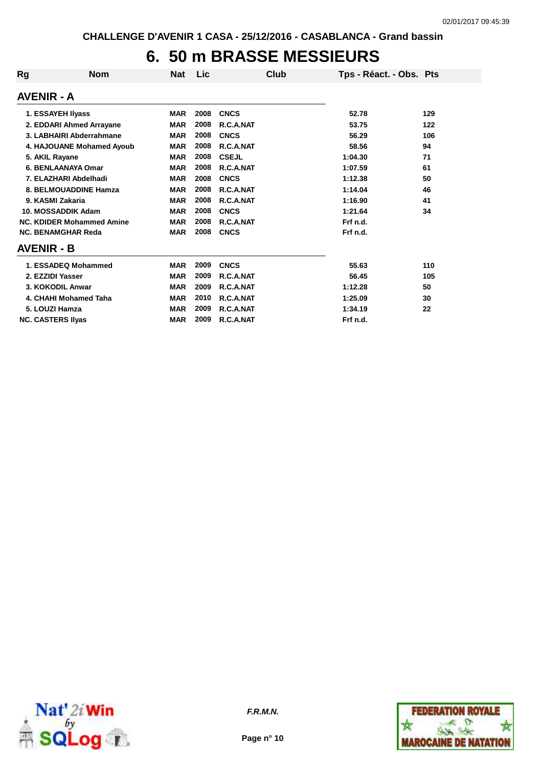CHALLENGE D'AVENIR 1 CASA - 25/12/2016 - CASABLANCA - Grand bassin

# 6. 50 m BRASSE MESSIEURS

| Rg | Nom | Nat | Lic | Club | Tps - Réact. - Obs. | Pts |
|---|---|---|---|---|---|---|
| **AVENIR - A** | | | | | | |
| 1. | ESSAYEH Ilyass | MAR | 2008 | CNCS | 52.78 | 129 |
| 2. | EDDARI Ahmed Arrayane | MAR | 2008 | R.C.A.NAT | 53.75 | 122 |
| 3. | LABHAIRI Abderrahmane | MAR | 2008 | CNCS | 56.29 | 106 |
| 4. | HAJOUANE Mohamed Ayoub | MAR | 2008 | R.C.A.NAT | 58.56 | 94 |
| 5. | AKIL Rayane | MAR | 2008 | CSEJL | 1:04.30 | 71 |
| 6. | BENLAANAYA Omar | MAR | 2008 | R.C.A.NAT | 1:07.59 | 61 |
| 7. | ELAZHARI Abdelhadi | MAR | 2008 | CNCS | 1:12.38 | 50 |
| 8. | BELMOUADDINE Hamza | MAR | 2008 | R.C.A.NAT | 1:14.04 | 46 |
| 9. | KASMI Zakaria | MAR | 2008 | R.C.A.NAT | 1:16.90 | 41 |
| 10. | MOSSADDIK Adam | MAR | 2008 | CNCS | 1:21.64 | 34 |
| NC. | KDIDER Mohammed Amine | MAR | 2008 | R.C.A.NAT | Frf n.d. | |
| NC. | BENAMGHAR Reda | MAR | 2008 | CNCS | Frf n.d. | |
| **AVENIR - B** | | | | | | |
| 1. | ESSADEQ Mohammed | MAR | 2009 | CNCS | 55.63 | 110 |
| 2. | EZZIDI Yasser | MAR | 2009 | R.C.A.NAT | 56.45 | 105 |
| 3. | KOKODIL Anwar | MAR | 2009 | R.C.A.NAT | 1:12.28 | 50 |
| 4. | CHAHI Mohamed Taha | MAR | 2010 | R.C.A.NAT | 1:25.09 | 30 |
| 5. | LOUZI Hamza | MAR | 2009 | R.C.A.NAT | 1:34.19 | 22 |
| NC. | CASTERS Ilyas | MAR | 2009 | R.C.A.NAT | Frf n.d. | |

*F.R.M.N.*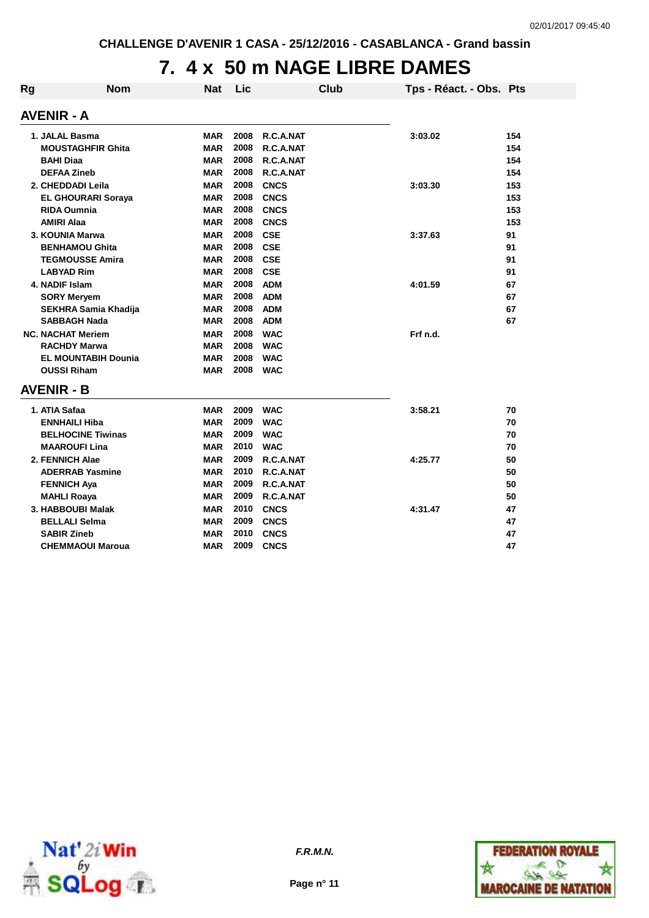CHALLENGE D'AVENIR 1 CASA - 25/12/2016 - CASABLANCA - Grand bassin

# 7. 4 x 50 m NAGE LIBRE DAMES

| Rg | Nom | Nat | Lic | Club | Tps - Réact. - Obs. | Pts |
|---|---|---|---|---|---|---|
| **AVENIR - A** | | | | | | |
| 1. | JALAL Basma | MAR | 2008 | R.C.A.NAT | 3:03.02 | 154 |
| | MOUSTAGHFIR Ghita | MAR | 2008 | R.C.A.NAT | | 154 |
| | BAHI Diaa | MAR | 2008 | R.C.A.NAT | | 154 |
| | DEFAA Zineb | MAR | 2008 | R.C.A.NAT | | 154 |
| 2. | CHEDDADI Leila | MAR | 2008 | CNCS | 3:03.30 | 153 |
| | EL GHOURARI Soraya | MAR | 2008 | CNCS | | 153 |
| | RIDA Oumnia | MAR | 2008 | CNCS | | 153 |
| | AMIRI Alaa | MAR | 2008 | CNCS | | 153 |
| 3. | KOUNIA Marwa | MAR | 2008 | CSE | 3:37.63 | 91 |
| | BENHAMOU Ghita | MAR | 2008 | CSE | | 91 |
| | TEGMOUSSE Amira | MAR | 2008 | CSE | | 91 |
| | LABYAD Rim | MAR | 2008 | CSE | | 91 |
| 4. | NADIF Islam | MAR | 2008 | ADM | 4:01.59 | 67 |
| | SORY Meryem | MAR | 2008 | ADM | | 67 |
| | SEKHRA Samia Khadija | MAR | 2008 | ADM | | 67 |
| | SABBAGH Nada | MAR | 2008 | ADM | | 67 |
| NC. | NACHAT Meriem | MAR | 2008 | WAC | Frf n.d. | |
| | RACHDY Marwa | MAR | 2008 | WAC | | |
| | EL MOUNTABIH Dounia | MAR | 2008 | WAC | | |
| | OUSSI Riham | MAR | 2008 | WAC | | |
| **AVENIR - B** | | | | | | |
| 1. | ATIA Safaa | MAR | 2009 | WAC | 3:58.21 | 70 |
| | ENNHAILI Hiba | MAR | 2009 | WAC | | 70 |
| | BELHOCINE Tiwinas | MAR | 2009 | WAC | | 70 |
| | MAAROUFI Lina | MAR | 2010 | WAC | | 70 |
| 2. | FENNICH Alae | MAR | 2009 | R.C.A.NAT | 4:25.77 | 50 |
| | ADERRAB Yasmine | MAR | 2010 | R.C.A.NAT | | 50 |
| | FENNICH Aya | MAR | 2009 | R.C.A.NAT | | 50 |
| | MAHLI Roaya | MAR | 2009 | R.C.A.NAT | | 50 |
| 3. | HABBOUBI Malak | MAR | 2010 | CNCS | 4:31.47 | 47 |
| | BELLALI Selma | MAR | 2009 | CNCS | | 47 |
| | SABIR Zineb | MAR | 2010 | CNCS | | 47 |
| | CHEMMAOUI Maroua | MAR | 2009 | CNCS | | 47 |

*F.R.M.N.*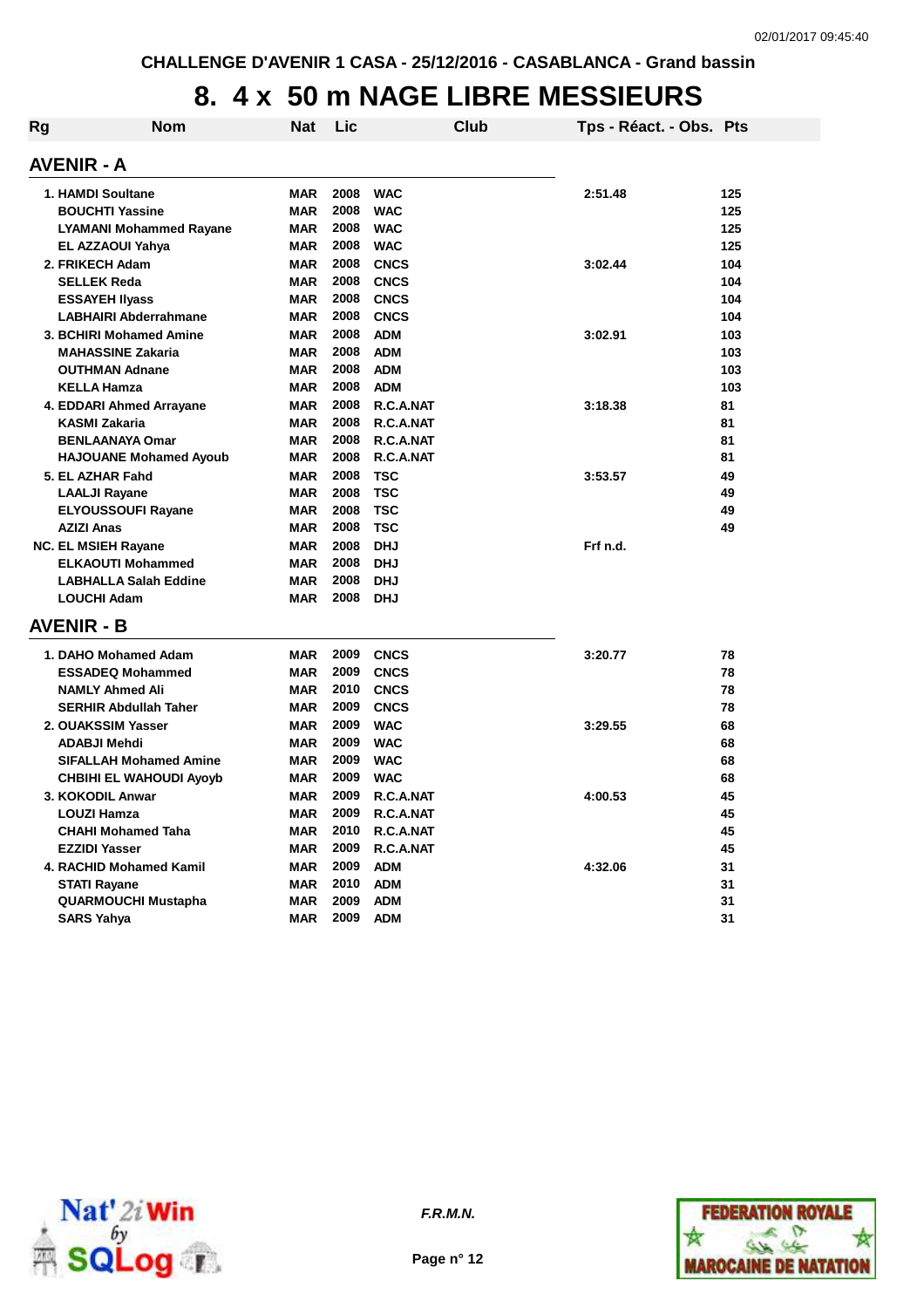CHALLENGE D'AVENIR 1 CASA - 25/12/2016 - CASABLANCA - Grand bassin

# 8. 4 x 50 m NAGE LIBRE MESSIEURS

| Rg | Nom | Nat | Lic | Club | Tps - Réact. - Obs. | Pts |
|---|---|---|---|---|---|---|
| **AVENIR - A** | | | | | | |
| 1. | HAMDI Soultane | MAR | 2008 | WAC | 2:51.48 | 125 |
| | BOUCHTI Yassine | MAR | 2008 | WAC | | 125 |
| | LYAMANI Mohammed Rayane | MAR | 2008 | WAC | | 125 |
| | EL AZZAOUI Yahya | MAR | 2008 | WAC | | 125 |
| 2. | FRIKECH Adam | MAR | 2008 | CNCS | 3:02.44 | 104 |
| | SELLEK Reda | MAR | 2008 | CNCS | | 104 |
| | ESSAYEH Ilyass | MAR | 2008 | CNCS | | 104 |
| | LABHAIRI Abderrahmane | MAR | 2008 | CNCS | | 104 |
| 3. | BCHIRI Mohamed Amine | MAR | 2008 | ADM | 3:02.91 | 103 |
| | MAHASSINE Zakaria | MAR | 2008 | ADM | | 103 |
| | OUTHMAN Adnane | MAR | 2008 | ADM | | 103 |
| | KELLA Hamza | MAR | 2008 | ADM | | 103 |
| 4. | EDDARI Ahmed Arrayane | MAR | 2008 | R.C.A.NAT | 3:18.38 | 81 |
| | KASMI Zakaria | MAR | 2008 | R.C.A.NAT | | 81 |
| | BENLAANAYA Omar | MAR | 2008 | R.C.A.NAT | | 81 |
| | HAJOUANE Mohamed Ayoub | MAR | 2008 | R.C.A.NAT | | 81 |
| 5. | EL AZHAR Fahd | MAR | 2008 | TSC | 3:53.57 | 49 |
| | LAALJI Rayane | MAR | 2008 | TSC | | 49 |
| | ELYOUSSOUFI Rayane | MAR | 2008 | TSC | | 49 |
| | AZIZI Anas | MAR | 2008 | TSC | | 49 |
| NC. | EL MSIEH Rayane | MAR | 2008 | DHJ | Frf n.d. | |
| | ELKAOUTI Mohammed | MAR | 2008 | DHJ | | |
| | LABHALLA Salah Eddine | MAR | 2008 | DHJ | | |
| | LOUCHI Adam | MAR | 2008 | DHJ | | |
| **AVENIR - B** | | | | | | |
| 1. | DAHO Mohamed Adam | MAR | 2009 | CNCS | 3:20.77 | 78 |
| | ESSADEQ Mohammed | MAR | 2009 | CNCS | | 78 |
| | NAMLY Ahmed Ali | MAR | 2010 | CNCS | | 78 |
| | SERHIR Abdullah Taher | MAR | 2009 | CNCS | | 78 |
| 2. | OUAKSSIM Yasser | MAR | 2009 | WAC | 3:29.55 | 68 |
| | ADABJI Mehdi | MAR | 2009 | WAC | | 68 |
| | SIFALLAH Mohamed Amine | MAR | 2009 | WAC | | 68 |
| | CHBIHI EL WAHOUDI Ayoyb | MAR | 2009 | WAC | | 68 |
| 3. | KOKODIL Anwar | MAR | 2009 | R.C.A.NAT | 4:00.53 | 45 |
| | LOUZI Hamza | MAR | 2009 | R.C.A.NAT | | 45 |
| | CHAHI Mohamed Taha | MAR | 2010 | R.C.A.NAT | | 45 |
| | EZZIDI Yasser | MAR | 2009 | R.C.A.NAT | | 45 |
| 4. | RACHID Mohamed Kamil | MAR | 2009 | ADM | 4:32.06 | 31 |
| | STATI Rayane | MAR | 2010 | ADM | | 31 |
| | QUARMOUCHI Mustapha | MAR | 2009 | ADM | | 31 |
| | SARS Yahya | MAR | 2009 | ADM | | 31 |